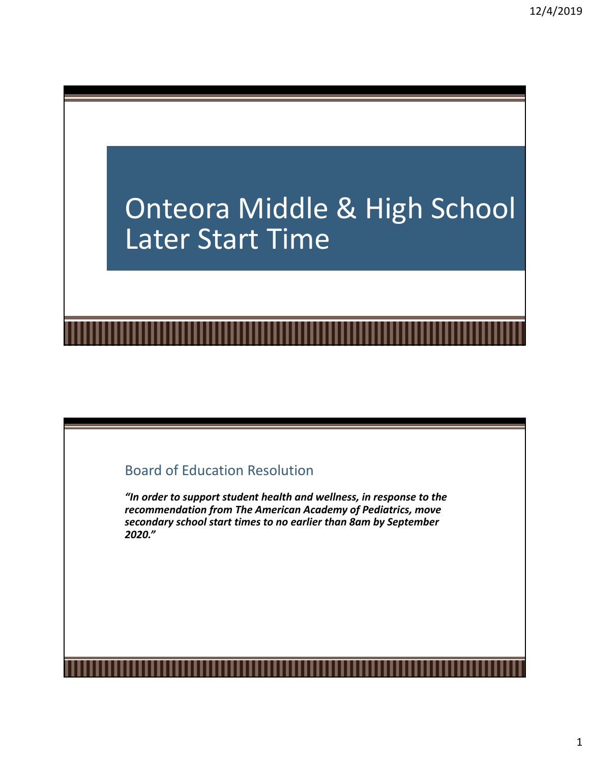# Onteora Middle & High School Later Start Time

## Board of Education Resolution

***"In order to support student health and wellness, in response to the recommendation from The American Academy of Pediatrics, move secondary school start times to no earlier than 8am by September 2020."***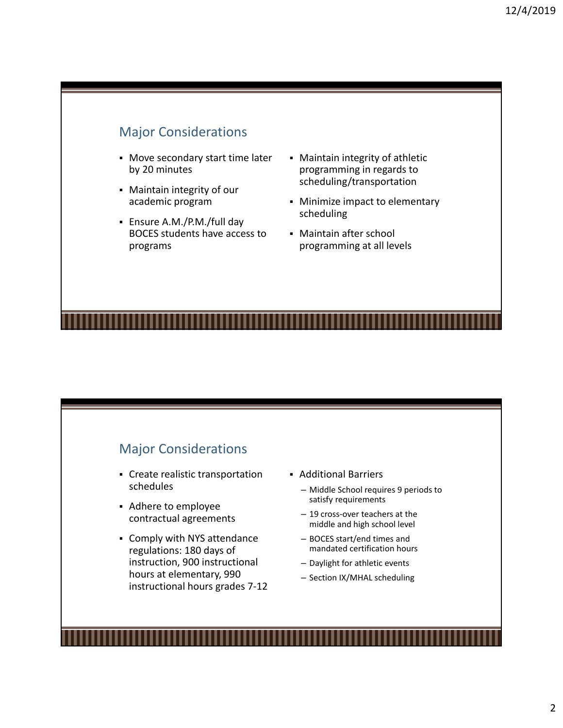## Major Considerations

- Move secondary start time later by 20 minutes
- Maintain integrity of our academic program
- Ensure A.M./P.M./full day BOCES students have access to programs
- Maintain integrity of athletic programming in regards to scheduling/transportation
- Minimize impact to elementary scheduling
- Maintain after school programming at all levels

## Major Considerations

- Create realistic transportation schedules
- Adhere to employee contractual agreements
- Comply with NYS attendance regulations: 180 days of instruction, 900 instructional hours at elementary, 990 instructional hours grades 7-12
- Additional Barriers
  - Middle School requires 9 periods to satisfy requirements
  - 19 cross-over teachers at the middle and high school level
  - BOCES start/end times and mandated certification hours
  - Daylight for athletic events
  - Section IX/MHAL scheduling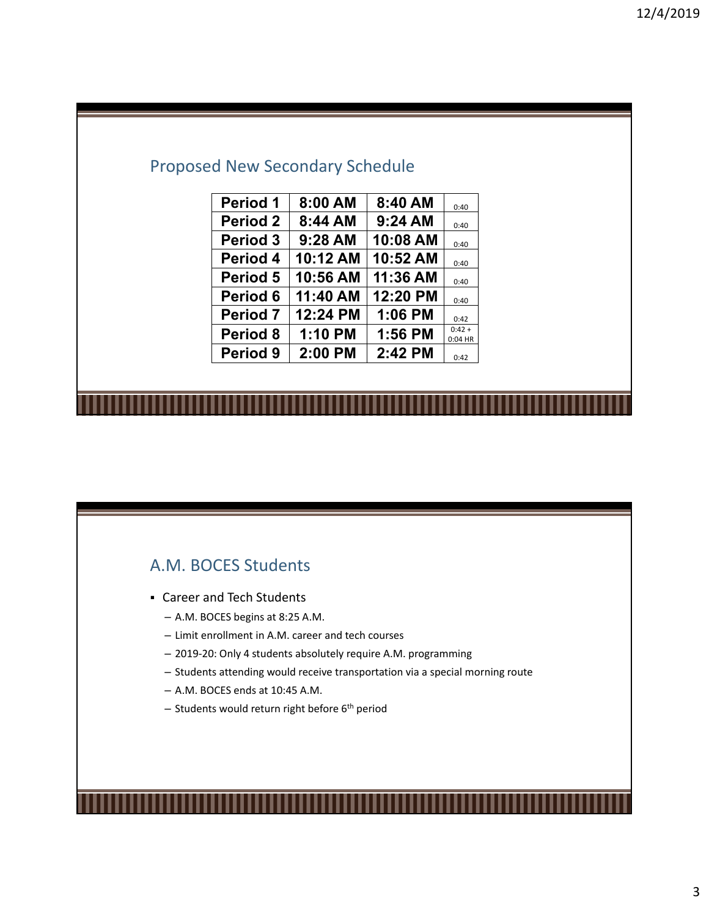## Proposed New Secondary Schedule

| Period | Start | End | Duration |
|---|---|---|---|
| Period 1 | 8:00 AM | 8:40 AM | 0:40 |
| Period 2 | 8:44 AM | 9:24 AM | 0:40 |
| Period 3 | 9:28 AM | 10:08 AM | 0:40 |
| Period 4 | 10:12 AM | 10:52 AM | 0:40 |
| Period 5 | 10:56 AM | 11:36 AM | 0:40 |
| Period 6 | 11:40 AM | 12:20 PM | 0:40 |
| Period 7 | 12:24 PM | 1:06 PM | 0:42 |
| Period 8 | 1:10 PM | 1:56 PM | 0:42 + 0:04 HR |
| Period 9 | 2:00 PM | 2:42 PM | 0:42 |

## A.M. BOCES Students

- Career and Tech Students
  - A.M. BOCES begins at 8:25 A.M.
  - Limit enrollment in A.M. career and tech courses
  - 2019-20: Only 4 students absolutely require A.M. programming
  - Students attending would receive transportation via a special morning route
  - A.M. BOCES ends at 10:45 A.M.
  - Students would return right before 6th period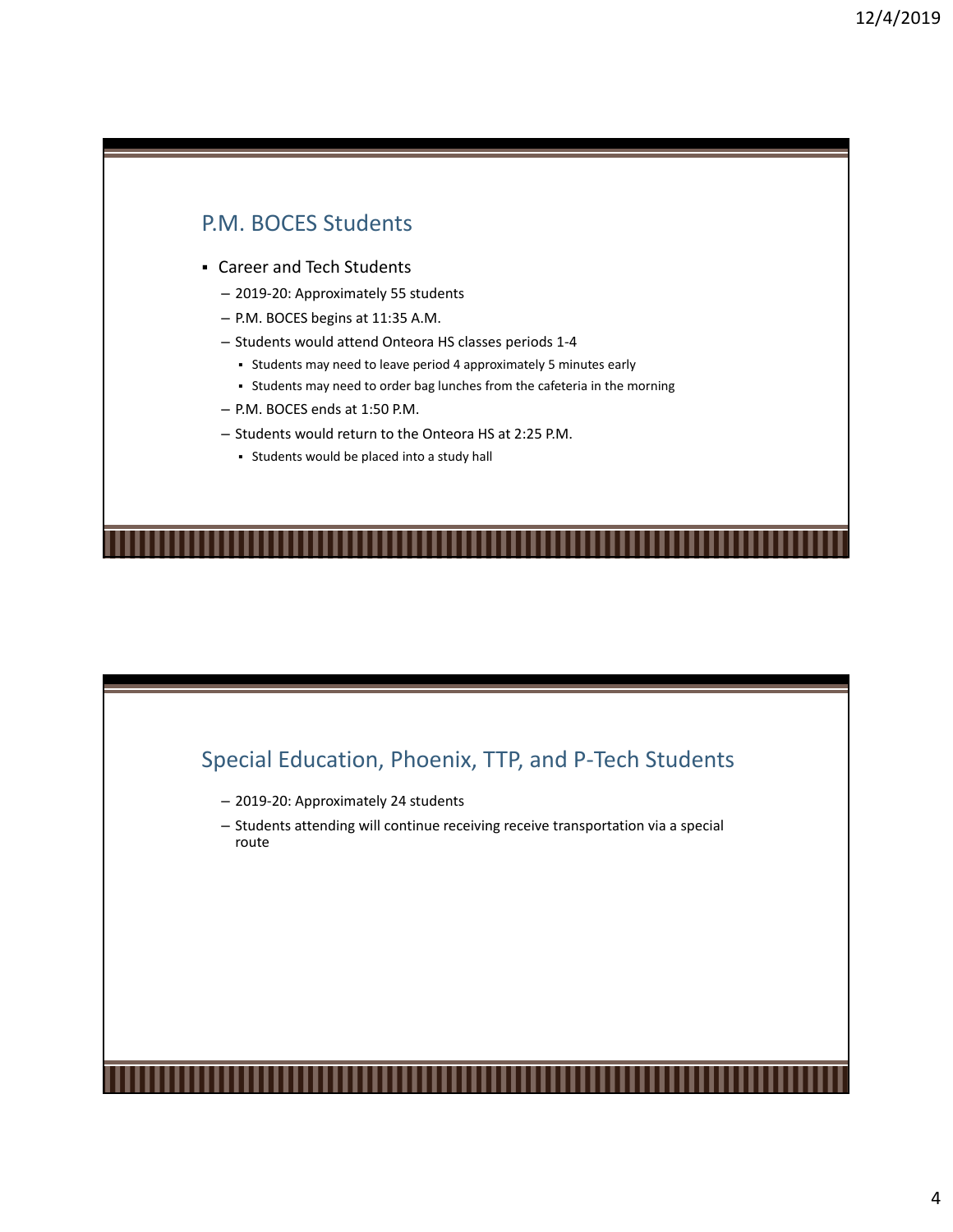## P.M. BOCES Students

- Career and Tech Students
  - 2019-20: Approximately 55 students
  - P.M. BOCES begins at 11:35 A.M.
  - Students would attend Onteora HS classes periods 1-4
    - Students may need to leave period 4 approximately 5 minutes early
    - Students may need to order bag lunches from the cafeteria in the morning
  - P.M. BOCES ends at 1:50 P.M.
  - Students would return to the Onteora HS at 2:25 P.M.
    - Students would be placed into a study hall

## Special Education, Phoenix, TTP, and P-Tech Students

- 2019-20: Approximately 24 students
- Students attending will continue receiving receive transportation via a special route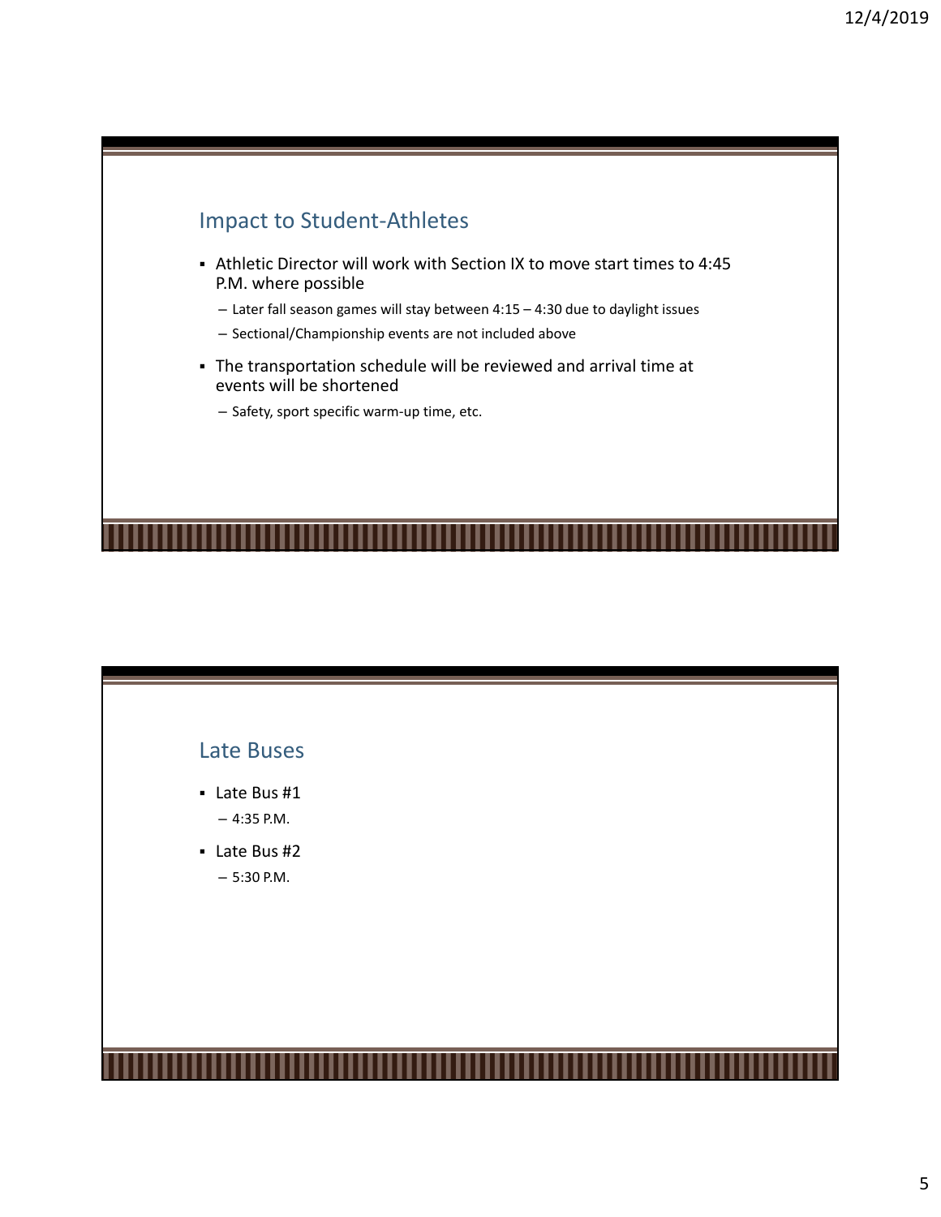## Impact to Student-Athletes

- Athletic Director will work with Section IX to move start times to 4:45 P.M. where possible
  - Later fall season games will stay between 4:15 – 4:30 due to daylight issues
  - Sectional/Championship events are not included above
- The transportation schedule will be reviewed and arrival time at events will be shortened
  - Safety, sport specific warm-up time, etc.

## Late Buses

- Late Bus #1
  - 4:35 P.M.
- Late Bus #2
  - 5:30 P.M.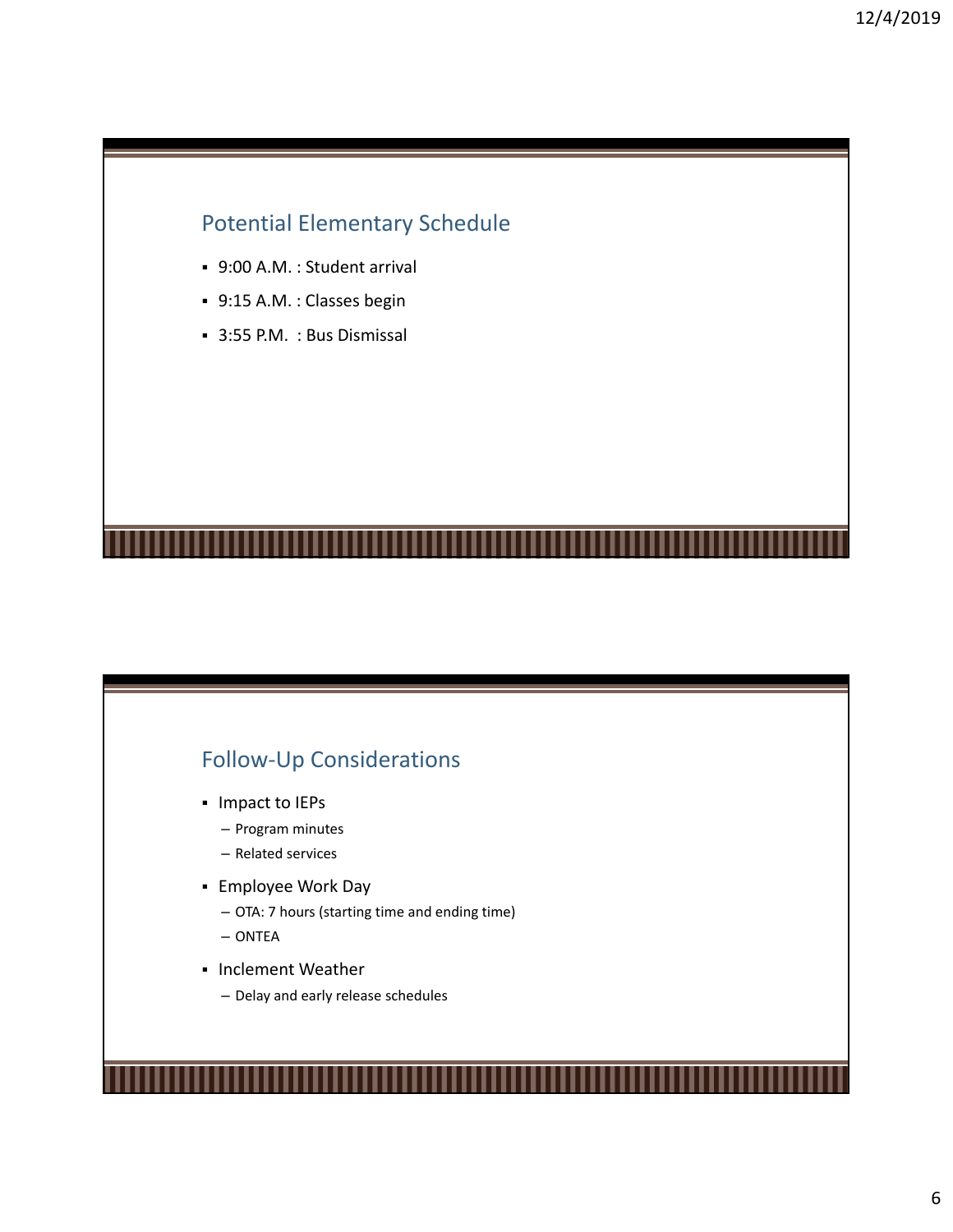## Potential Elementary Schedule

- 9:00 A.M. : Student arrival
- 9:15 A.M. : Classes begin
- 3:55 P.M. : Bus Dismissal

## Follow-Up Considerations

- Impact to IEPs
  - Program minutes
  - Related services
- Employee Work Day
  - OTA: 7 hours (starting time and ending time)
  - ONTEA
- Inclement Weather
  - Delay and early release schedules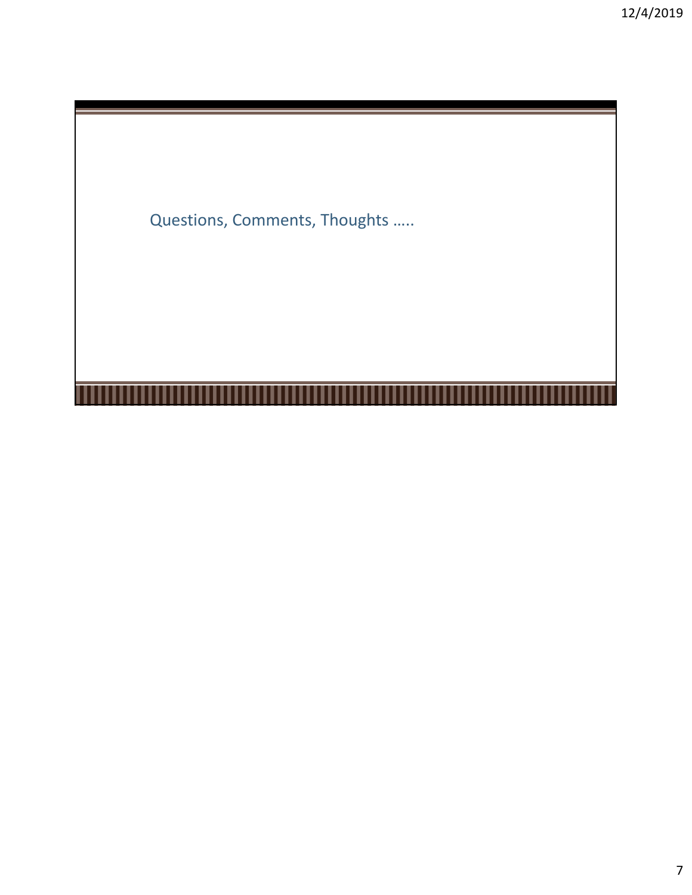Questions, Comments, Thoughts …..